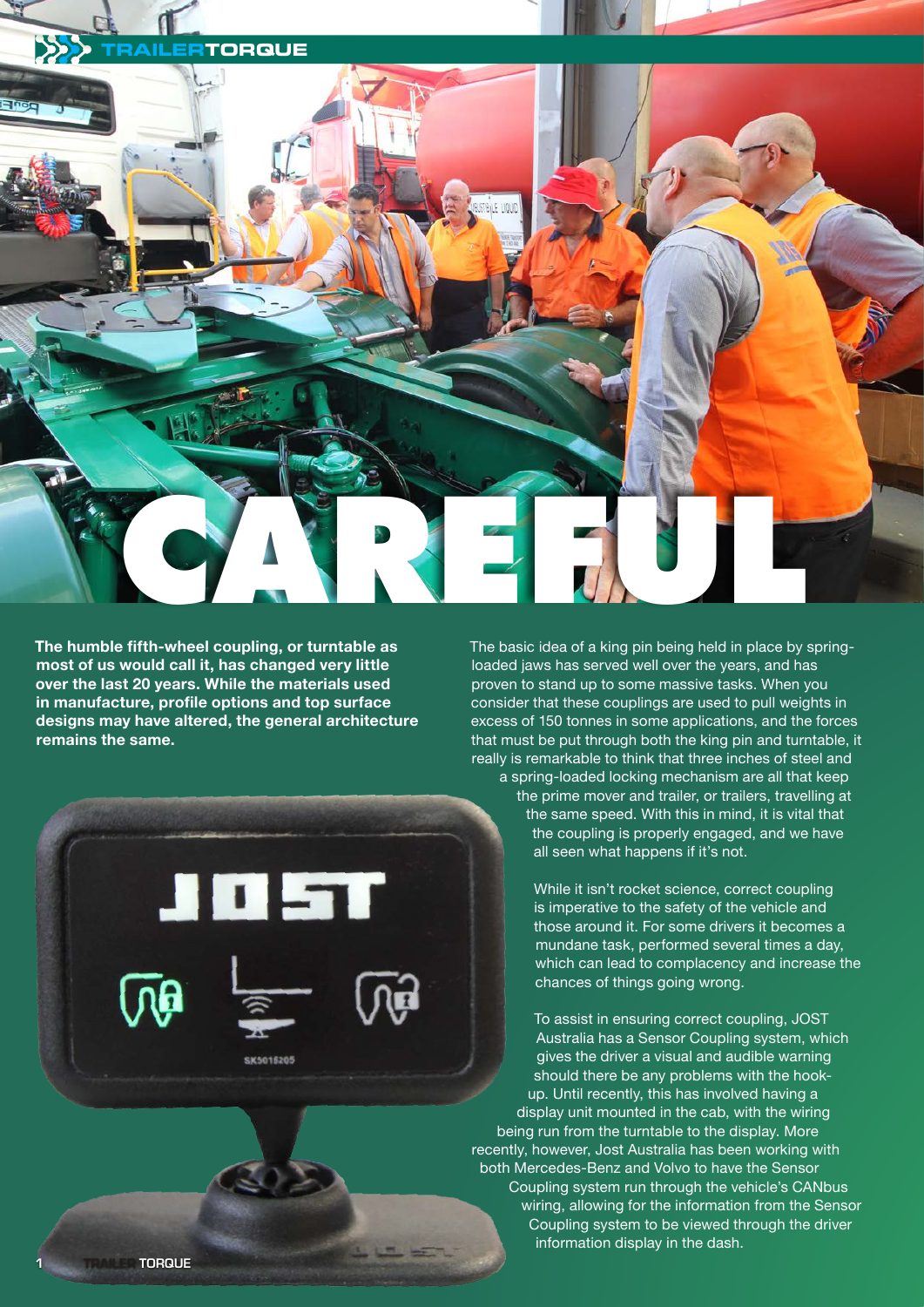# CAREFUL

**The humble fifth-wheel coupling, or turntable as most of us would call it, has changed very little over the last 20 years. While the materials used in manufacture, profile options and top surface designs may have altered, the general architecture remains the same.**

The basic idea of a king pin being held in place by spring-loaded jaws has served well over the years, and has proven to stand up to some massive tasks. When you consider that these couplings are used to pull weights in excess of 150 tonnes in some applications, and the forces that must be put through both the king pin and turntable, it really is remarkable to think that three inches of steel and a spring-loaded locking mechanism are all that keep the prime mover and trailer, or trailers, travelling at the same speed. With this in mind, it is vital that the coupling is properly engaged, and we have all seen what happens if it's not.

While it isn't rocket science, correct coupling is imperative to the safety of the vehicle and those around it. For some drivers it becomes a mundane task, performed several times a day, which can lead to complacency and increase the chances of things going wrong.

To assist in ensuring correct coupling, JOST Australia has a Sensor Coupling system, which gives the driver a visual and audible warning should there be any problems with the hook-up. Until recently, this has involved having a display unit mounted in the cab, with the wiring being run from the turntable to the display. More recently, however, Jost Australia has been working with both Mercedes-Benz and Volvo to have the Sensor Coupling system run through the vehicle's CANbus wiring, allowing for the information from the Sensor Coupling system to be viewed through the driver information display in the dash.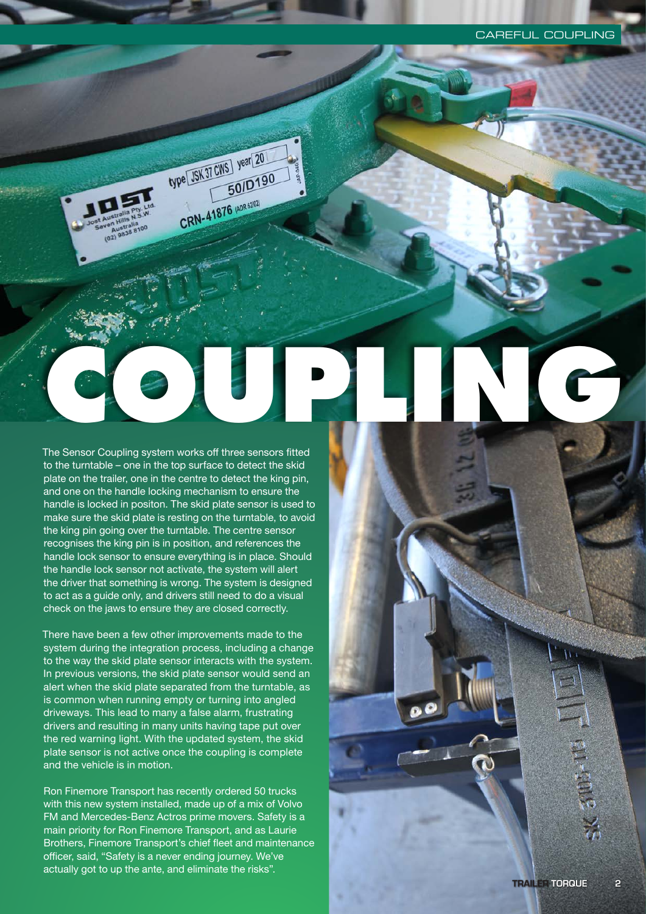# COUPLING

The Sensor Coupling system works off three sensors fitted to the turntable – one in the top surface to detect the skid plate on the trailer, one in the centre to detect the king pin, and one on the handle locking mechanism to ensure the handle is locked in positon. The skid plate sensor is used to make sure the skid plate is resting on the turntable, to avoid the king pin going over the turntable. The centre sensor recognises the king pin is in position, and references the handle lock sensor to ensure everything is in place. Should the handle lock sensor not activate, the system will alert the driver that something is wrong. The system is designed to act as a guide only, and drivers still need to do a visual check on the jaws to ensure they are closed correctly.

There have been a few other improvements made to the system during the integration process, including a change to the way the skid plate sensor interacts with the system. In previous versions, the skid plate sensor would send an alert when the skid plate separated from the turntable, as is common when running empty or turning into angled driveways. This lead to many a false alarm, frustrating drivers and resulting in many units having tape put over the red warning light. With the updated system, the skid plate sensor is not active once the coupling is complete and the vehicle is in motion.

Ron Finemore Transport has recently ordered 50 trucks with this new system installed, made up of a mix of Volvo FM and Mercedes-Benz Actros prime movers. Safety is a main priority for Ron Finemore Transport, and as Laurie Brothers, Finemore Transport's chief fleet and maintenance officer, said, "Safety is a never ending journey. We've actually got to up the ante, and eliminate the risks".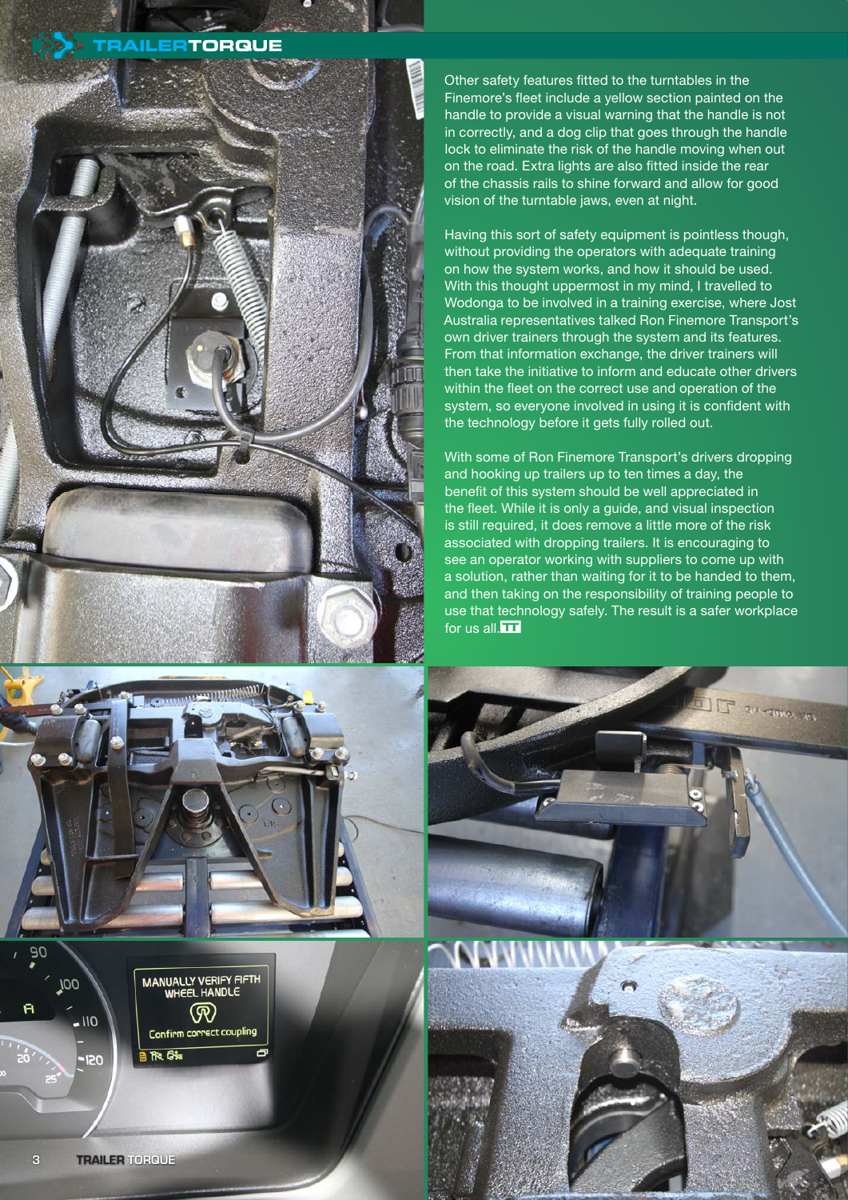Other safety features fitted to the turntables in the Finemore's fleet include a yellow section painted on the handle to provide a visual warning that the handle is not in correctly, and a dog clip that goes through the handle lock to eliminate the risk of the handle moving when out on the road. Extra lights are also fitted inside the rear of the chassis rails to shine forward and allow for good vision of the turntable jaws, even at night.

Having this sort of safety equipment is pointless though, without providing the operators with adequate training on how the system works, and how it should be used. With this thought uppermost in my mind, I travelled to Wodonga to be involved in a training exercise, where Jost Australia representatives talked Ron Finemore Transport's own driver trainers through the system and its features. From that information exchange, the driver trainers will then take the initiative to inform and educate other drivers within the fleet on the correct use and operation of the system, so everyone involved in using it is confident with the technology before it gets fully rolled out.

With some of Ron Finemore Transport's drivers dropping and hooking up trailers up to ten times a day, the benefit of this system should be well appreciated in the fleet. While it is only a guide, and visual inspection is still required, it does remove a little more of the risk associated with dropping trailers. It is encouraging to see an operator working with suppliers to come up with a solution, rather than waiting for it to be handed to them, and then taking on the responsibility of training people to use that technology safely. The result is a safer workplace for us all.